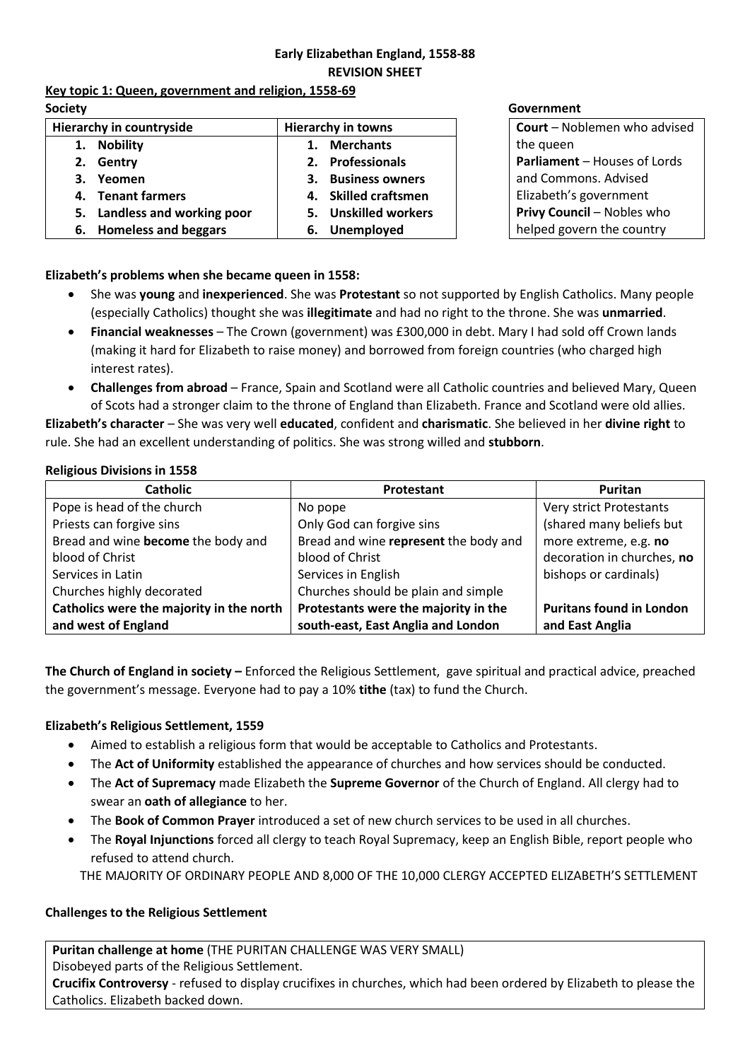# Early Elizabethan England, 1558-88

## REVISION SHEET

### Key topic 1: Queen, government and religion, 1558-69

**Society**

| Hierarchy in countryside | Hierarchy in towns |
|---|---|
| 1. **Nobility** | 1. **Merchants** |
| 2. **Gentry** | 2. **Professionals** |
| 3. **Yeomen** | 3. **Business owners** |
| 4. **Tenant farmers** | 4. **Skilled craftsmen** |
| 5. **Landless and working poor** | 5. **Unskilled workers** |
| 6. **Homeless and beggars** | 6. **Unemployed** |

**Government**

| |
|---|
| **Court** – Noblemen who advised the queen |
| **Parliament** – Houses of Lords and Commons. Advised Elizabeth's government |
| **Privy Council** – Nobles who helped govern the country |

**Elizabeth's problems when she became queen in 1558:**

- She was **young** and **inexperienced**. She was **Protestant** so not supported by English Catholics. Many people (especially Catholics) thought she was **illegitimate** and had no right to the throne. She was **unmarried**.
- **Financial weaknesses** – The Crown (government) was £300,000 in debt. Mary I had sold off Crown lands (making it hard for Elizabeth to raise money) and borrowed from foreign countries (who charged high interest rates).
- **Challenges from abroad** – France, Spain and Scotland were all Catholic countries and believed Mary, Queen of Scots had a stronger claim to the throne of England than Elizabeth. France and Scotland were old allies.

**Elizabeth's character** – She was very well **educated**, confident and **charismatic**. She believed in her **divine right** to rule. She had an excellent understanding of politics. She was strong willed and **stubborn**.

**Religious Divisions in 1558**

| Catholic | Protestant | Puritan |
|---|---|---|
| Pope is head of the church | No pope | Very strict Protestants (shared many beliefs but more extreme, e.g. **no** decoration in churches, **no** bishops or cardinals) |
| Priests can forgive sins | Only God can forgive sins | |
| Bread and wine **become** the body and blood of Christ | Bread and wine **represent** the body and blood of Christ | |
| Services in Latin | Services in English | |
| Churches highly decorated | Churches should be plain and simple | |
| **Catholics were the majority in the north and west of England** | **Protestants were the majority in the south-east, East Anglia and London** | **Puritans found in London and East Anglia** |

**The Church of England in society –** Enforced the Religious Settlement, gave spiritual and practical advice, preached the government's message. Everyone had to pay a 10% **tithe** (tax) to fund the Church.

**Elizabeth's Religious Settlement, 1559**

- Aimed to establish a religious form that would be acceptable to Catholics and Protestants.
- The **Act of Uniformity** established the appearance of churches and how services should be conducted.
- The **Act of Supremacy** made Elizabeth the **Supreme Governor** of the Church of England. All clergy had to swear an **oath of allegiance** to her.
- The **Book of Common Prayer** introduced a set of new church services to be used in all churches.
- The **Royal Injunctions** forced all clergy to teach Royal Supremacy, keep an English Bible, report people who refused to attend church.

THE MAJORITY OF ORDINARY PEOPLE AND 8,000 OF THE 10,000 CLERGY ACCEPTED ELIZABETH'S SETTLEMENT

**Challenges to the Religious Settlement**

**Puritan challenge at home** (THE PURITAN CHALLENGE WAS VERY SMALL)

Disobeyed parts of the Religious Settlement.

**Crucifix Controversy** - refused to display crucifixes in churches, which had been ordered by Elizabeth to please the Catholics. Elizabeth backed down.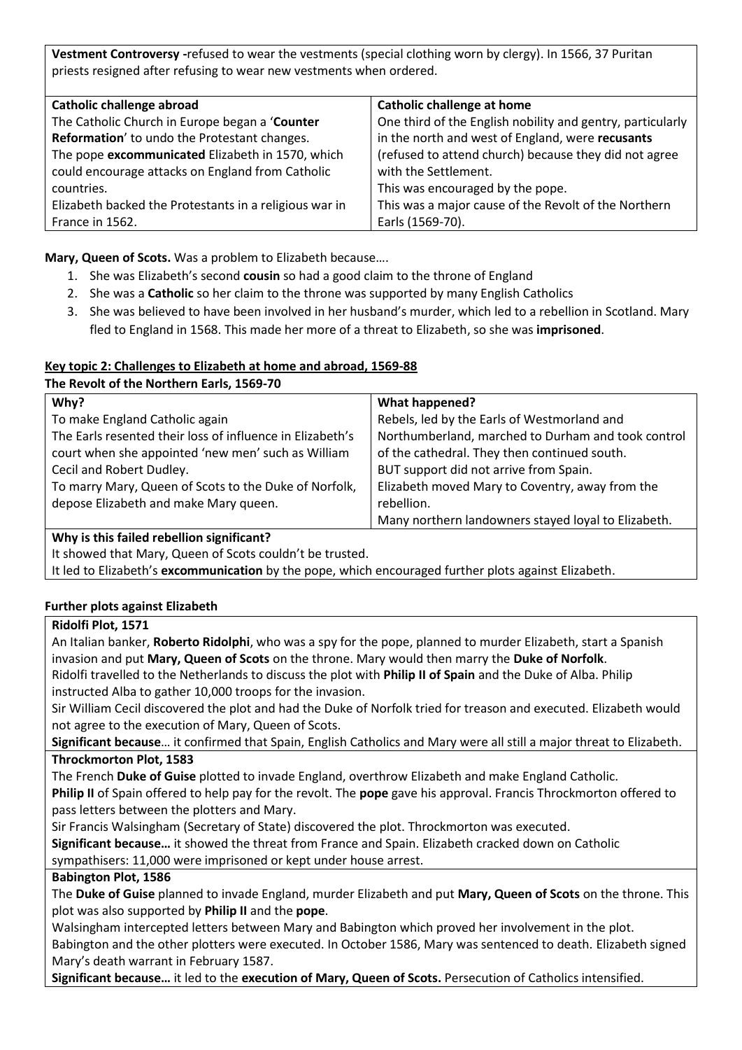**Vestment Controversy -**refused to wear the vestments (special clothing worn by clergy). In 1566, 37 Puritan priests resigned after refusing to wear new vestments when ordered.

| Catholic challenge abroad | Catholic challenge at home |
| --- | --- |
| The Catholic Church in Europe began a '**Counter Reformation**' to undo the Protestant changes. | One third of the English nobility and gentry, particularly in the north and west of England, were **recusants** (refused to attend church) because they did not agree with the Settlement. |
| The pope **excommunicated** Elizabeth in 1570, which could encourage attacks on England from Catholic countries. | This was encouraged by the pope. |
| Elizabeth backed the Protestants in a religious war in France in 1562. | This was a major cause of the Revolt of the Northern Earls (1569-70). |

**Mary, Queen of Scots.** Was a problem to Elizabeth because….

1. She was Elizabeth's second **cousin** so had a good claim to the throne of England
2. She was a **Catholic** so her claim to the throne was supported by many English Catholics
3. She was believed to have been involved in her husband's murder, which led to a rebellion in Scotland. Mary fled to England in 1568. This made her more of a threat to Elizabeth, so she was **imprisoned**.

## Key topic 2: Challenges to Elizabeth at home and abroad, 1569-88

### The Revolt of the Northern Earls, 1569-70

| Why? | What happened? |
| --- | --- |
| To make England Catholic again | Rebels, led by the Earls of Westmorland and Northumberland, marched to Durham and took control of the cathedral. They then continued south. |
| The Earls resented their loss of influence in Elizabeth's court when she appointed 'new men' such as William Cecil and Robert Dudley. | BUT support did not arrive from Spain. |
| To marry Mary, Queen of Scots to the Duke of Norfolk, depose Elizabeth and make Mary queen. | Elizabeth moved Mary to Coventry, away from the rebellion. |
| | Many northern landowners stayed loyal to Elizabeth. |

**Why is this failed rebellion significant?**

It showed that Mary, Queen of Scots couldn't be trusted.

It led to Elizabeth's **excommunication** by the pope, which encouraged further plots against Elizabeth.

### Further plots against Elizabeth

**Ridolfi Plot, 1571**

An Italian banker, **Roberto Ridolphi**, who was a spy for the pope, planned to murder Elizabeth, start a Spanish invasion and put **Mary, Queen of Scots** on the throne. Mary would then marry the **Duke of Norfolk**.

Ridolfi travelled to the Netherlands to discuss the plot with **Philip II of Spain** and the Duke of Alba. Philip instructed Alba to gather 10,000 troops for the invasion.

Sir William Cecil discovered the plot and had the Duke of Norfolk tried for treason and executed. Elizabeth would not agree to the execution of Mary, Queen of Scots.

**Significant because**… it confirmed that Spain, English Catholics and Mary were all still a major threat to Elizabeth.

**Throckmorton Plot, 1583**

The French **Duke of Guise** plotted to invade England, overthrow Elizabeth and make England Catholic.

**Philip II** of Spain offered to help pay for the revolt. The **pope** gave his approval. Francis Throckmorton offered to pass letters between the plotters and Mary.

Sir Francis Walsingham (Secretary of State) discovered the plot. Throckmorton was executed.

**Significant because…** it showed the threat from France and Spain. Elizabeth cracked down on Catholic sympathisers: 11,000 were imprisoned or kept under house arrest.

**Babington Plot, 1586**

The **Duke of Guise** planned to invade England, murder Elizabeth and put **Mary, Queen of Scots** on the throne. This plot was also supported by **Philip II** and the **pope**.

Walsingham intercepted letters between Mary and Babington which proved her involvement in the plot.

Babington and the other plotters were executed. In October 1586, Mary was sentenced to death. Elizabeth signed Mary's death warrant in February 1587.

**Significant because…** it led to the **execution of Mary, Queen of Scots.** Persecution of Catholics intensified.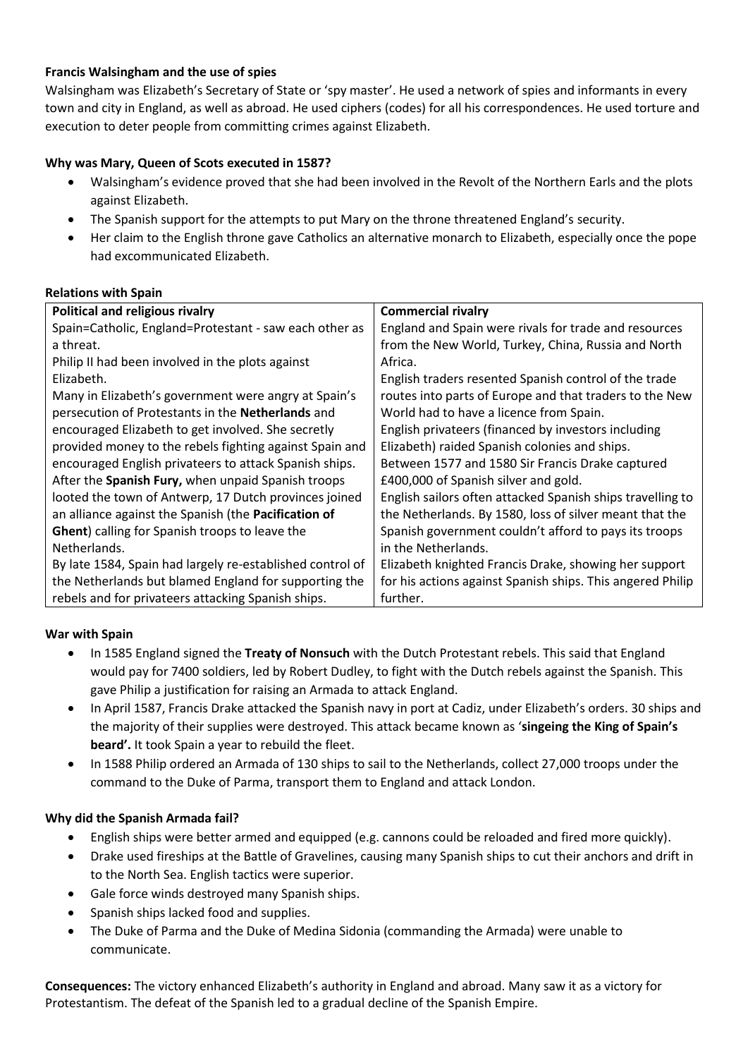**Francis Walsingham and the use of spies**

Walsingham was Elizabeth's Secretary of State or 'spy master'. He used a network of spies and informants in every town and city in England, as well as abroad. He used ciphers (codes) for all his correspondences. He used torture and execution to deter people from committing crimes against Elizabeth.

**Why was Mary, Queen of Scots executed in 1587?**

- Walsingham's evidence proved that she had been involved in the Revolt of the Northern Earls and the plots against Elizabeth.
- The Spanish support for the attempts to put Mary on the throne threatened England's security.
- Her claim to the English throne gave Catholics an alternative monarch to Elizabeth, especially once the pope had excommunicated Elizabeth.

**Relations with Spain**

| **Political and religious rivalry** | **Commercial rivalry** |
|---|---|
| Spain=Catholic, England=Protestant - saw each other as a threat.<br>Philip II had been involved in the plots against Elizabeth.<br>Many in Elizabeth's government were angry at Spain's persecution of Protestants in the **Netherlands** and encouraged Elizabeth to get involved. She secretly provided money to the rebels fighting against Spain and encouraged English privateers to attack Spanish ships.<br>After the **Spanish Fury,** when unpaid Spanish troops looted the town of Antwerp, 17 Dutch provinces joined an alliance against the Spanish (the **Pacification of Ghent**) calling for Spanish troops to leave the Netherlands.<br>By late 1584, Spain had largely re-established control of the Netherlands but blamed England for supporting the rebels and for privateers attacking Spanish ships. | England and Spain were rivals for trade and resources from the New World, Turkey, China, Russia and North Africa.<br>English traders resented Spanish control of the trade routes into parts of Europe and that traders to the New World had to have a licence from Spain.<br>English privateers (financed by investors including Elizabeth) raided Spanish colonies and ships.<br>Between 1577 and 1580 Sir Francis Drake captured £400,000 of Spanish silver and gold.<br>English sailors often attacked Spanish ships travelling to the Netherlands. By 1580, loss of silver meant that the Spanish government couldn't afford to pays its troops in the Netherlands.<br>Elizabeth knighted Francis Drake, showing her support for his actions against Spanish ships. This angered Philip further. |

**War with Spain**

- In 1585 England signed the **Treaty of Nonsuch** with the Dutch Protestant rebels. This said that England would pay for 7400 soldiers, led by Robert Dudley, to fight with the Dutch rebels against the Spanish. This gave Philip a justification for raising an Armada to attack England.
- In April 1587, Francis Drake attacked the Spanish navy in port at Cadiz, under Elizabeth's orders. 30 ships and the majority of their supplies were destroyed. This attack became known as '**singeing the King of Spain's beard'.** It took Spain a year to rebuild the fleet.
- In 1588 Philip ordered an Armada of 130 ships to sail to the Netherlands, collect 27,000 troops under the command to the Duke of Parma, transport them to England and attack London.

**Why did the Spanish Armada fail?**

- English ships were better armed and equipped (e.g. cannons could be reloaded and fired more quickly).
- Drake used fireships at the Battle of Gravelines, causing many Spanish ships to cut their anchors and drift in to the North Sea. English tactics were superior.
- Gale force winds destroyed many Spanish ships.
- Spanish ships lacked food and supplies.
- The Duke of Parma and the Duke of Medina Sidonia (commanding the Armada) were unable to communicate.

**Consequences:** The victory enhanced Elizabeth's authority in England and abroad. Many saw it as a victory for Protestantism. The defeat of the Spanish led to a gradual decline of the Spanish Empire.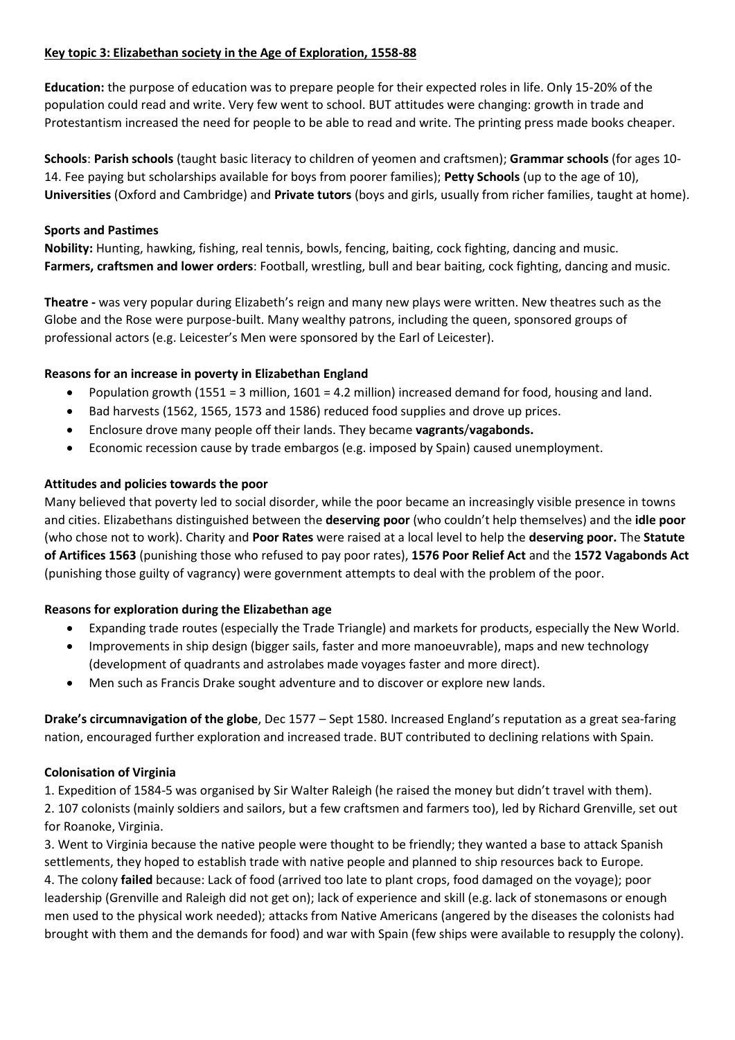## Key topic 3: Elizabethan society in the Age of Exploration, 1558-88

**Education:** the purpose of education was to prepare people for their expected roles in life. Only 15-20% of the population could read and write. Very few went to school. BUT attitudes were changing: growth in trade and Protestantism increased the need for people to be able to read and write. The printing press made books cheaper.

**Schools**: **Parish schools** (taught basic literacy to children of yeomen and craftsmen); **Grammar schools** (for ages 10-14. Fee paying but scholarships available for boys from poorer families); **Petty Schools** (up to the age of 10), **Universities** (Oxford and Cambridge) and **Private tutors** (boys and girls, usually from richer families, taught at home).

### Sports and Pastimes

**Nobility:** Hunting, hawking, fishing, real tennis, bowls, fencing, baiting, cock fighting, dancing and music.
**Farmers, craftsmen and lower orders**: Football, wrestling, bull and bear baiting, cock fighting, dancing and music.

**Theatre -** was very popular during Elizabeth's reign and many new plays were written. New theatres such as the Globe and the Rose were purpose-built. Many wealthy patrons, including the queen, sponsored groups of professional actors (e.g. Leicester's Men were sponsored by the Earl of Leicester).

### Reasons for an increase in poverty in Elizabethan England

- Population growth (1551 = 3 million, 1601 = 4.2 million) increased demand for food, housing and land.
- Bad harvests (1562, 1565, 1573 and 1586) reduced food supplies and drove up prices.
- Enclosure drove many people off their lands. They became **vagrants**/**vagabonds.**
- Economic recession cause by trade embargos (e.g. imposed by Spain) caused unemployment.

### Attitudes and policies towards the poor

Many believed that poverty led to social disorder, while the poor became an increasingly visible presence in towns and cities. Elizabethans distinguished between the **deserving poor** (who couldn't help themselves) and the **idle poor** (who chose not to work). Charity and **Poor Rates** were raised at a local level to help the **deserving poor.** The **Statute of Artifices 1563** (punishing those who refused to pay poor rates), **1576 Poor Relief Act** and the **1572 Vagabonds Act** (punishing those guilty of vagrancy) were government attempts to deal with the problem of the poor.

### Reasons for exploration during the Elizabethan age

- Expanding trade routes (especially the Trade Triangle) and markets for products, especially the New World.
- Improvements in ship design (bigger sails, faster and more manoeuvrable), maps and new technology (development of quadrants and astrolabes made voyages faster and more direct).
- Men such as Francis Drake sought adventure and to discover or explore new lands.

**Drake's circumnavigation of the globe**, Dec 1577 – Sept 1580. Increased England's reputation as a great sea-faring nation, encouraged further exploration and increased trade. BUT contributed to declining relations with Spain.

### Colonisation of Virginia

1. Expedition of 1584-5 was organised by Sir Walter Raleigh (he raised the money but didn't travel with them).
2. 107 colonists (mainly soldiers and sailors, but a few craftsmen and farmers too), led by Richard Grenville, set out for Roanoke, Virginia.
3. Went to Virginia because the native people were thought to be friendly; they wanted a base to attack Spanish settlements, they hoped to establish trade with native people and planned to ship resources back to Europe.
4. The colony **failed** because: Lack of food (arrived too late to plant crops, food damaged on the voyage); poor leadership (Grenville and Raleigh did not get on); lack of experience and skill (e.g. lack of stonemasons or enough men used to the physical work needed); attacks from Native Americans (angered by the diseases the colonists had brought with them and the demands for food) and war with Spain (few ships were available to resupply the colony).